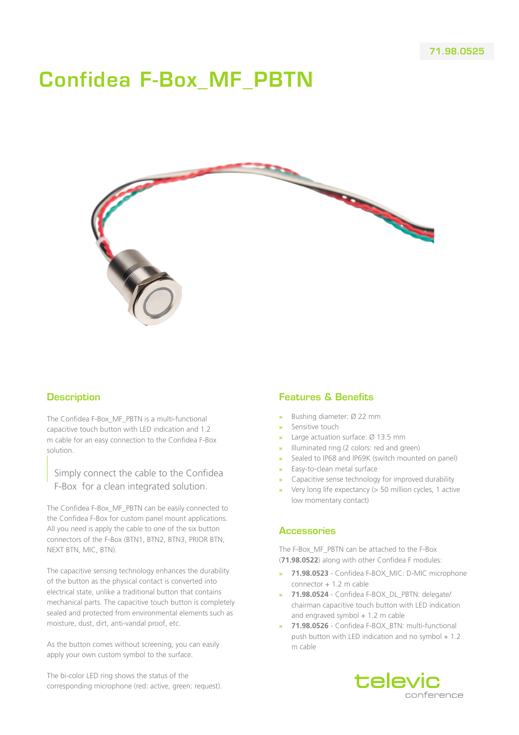71.98.0525

# Confidea F-Box_MF_PBTN

## Description

The Confidea F-Box_MF_PBTN is a multi-functional capacitive touch button with LED indication and 1.2 m cable for an easy connection to the Confidea F-Box solution.

> Simply connect the cable to the Confidea F-Box for a clean integrated solution.

The Confidea F-Box_MF_PBTN can be easily connected to the Confidea F-Box for custom panel mount applications. All you need is apply the cable to one of the six button connectors of the F-Box (BTN1, BTN2, BTN3, PRIOR BTN, NEXT BTN, MIC, BTN).

The capacitive sensing technology enhances the durability of the button as the physical contact is converted into electrical state, unlike a traditional button that contains mechanical parts. The capacitive touch button is completely sealed and protected from environmental elements such as moisture, dust, dirt, anti-vandal proof, etc.

As the button comes without screening, you can easily apply your own custom symbol to the surface.

The bi-color LED ring shows the status of the corresponding microphone (red: active, green: request).

## Features & Benefits

- Bushing diameter: Ø 22 mm
- Sensitive touch
- Large actuation surface: Ø 13.5 mm
- Illuminated ring (2 colors: red and green)
- Sealed to IP68 and IP69K (switch mounted on panel)
- Easy-to-clean metal surface
- Capacitive sense technology for improved durability
- Very long life expectancy (> 50 million cycles, 1 active low momentary contact)

## Accessories

The F-Box_MF_PBTN can be attached to the F-Box (**71.98.0522**) along with other Confidea F modules:

- **71.98.0523** - Confidea F-BOX_MIC: D-MIC microphone connector + 1.2 m cable
- **71.98.0524** - Confidea F-BOX_DL_PBTN: delegate/ chairman capacitive touch button with LED indication and engraved symbol + 1.2 m cable
- **71.98.0526** - Confidea F-BOX_BTN: multi-functional push button with LED indication and no symbol + 1.2 m cable

televic conference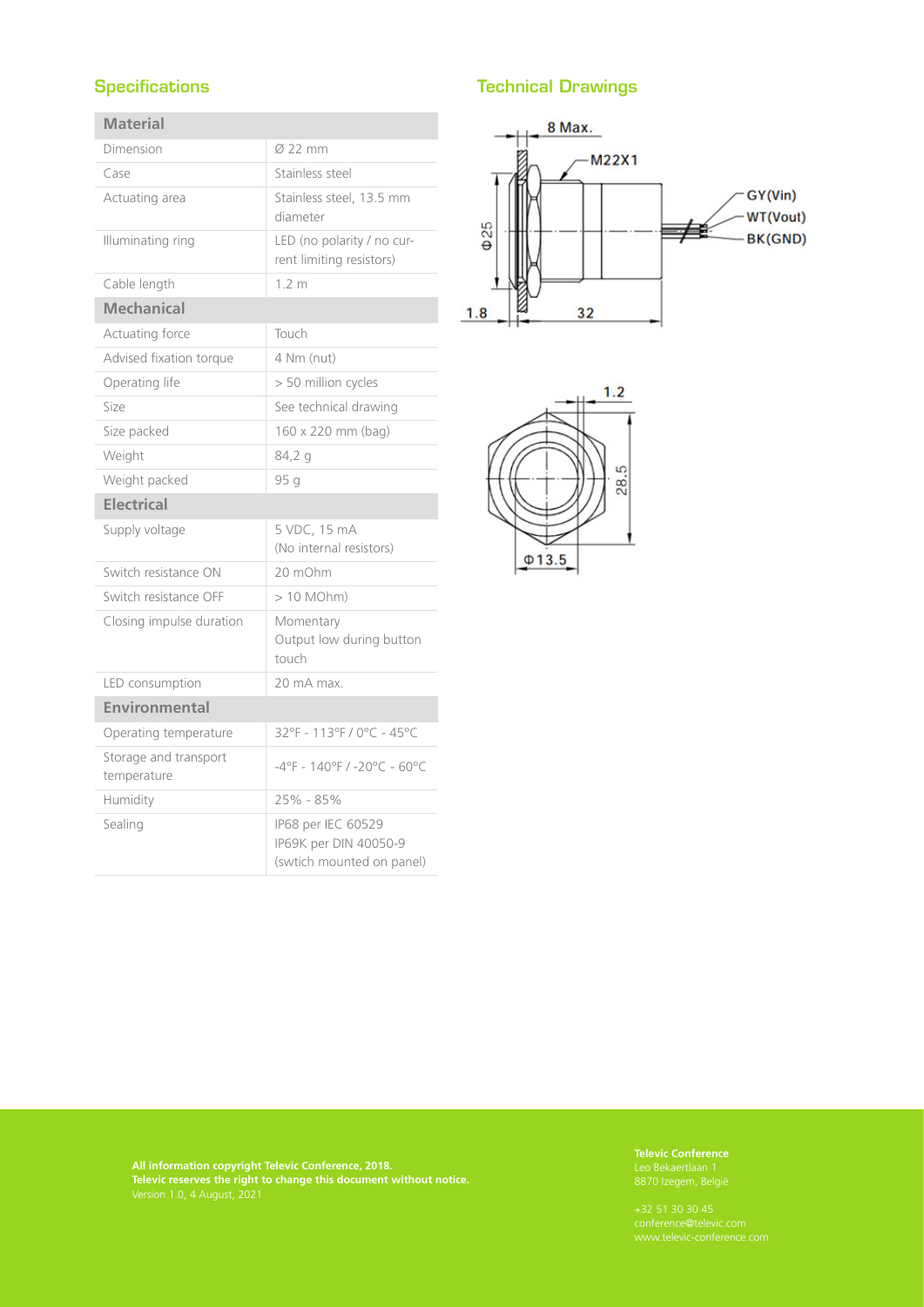## Specifications

| | |
|---|---|
| **Material** | |
| Dimension | Ø 22 mm |
| Case | Stainless steel |
| Actuating area | Stainless steel, 13.5 mm diameter |
| Illuminating ring | LED (no polarity / no current limiting resistors) |
| Cable length | 1.2 m |
| **Mechanical** | |
| Actuating force | Touch |
| Advised fixation torque | 4 Nm (nut) |
| Operating life | > 50 million cycles |
| Size | See technical drawing |
| Size packed | 160 x 220 mm (bag) |
| Weight | 84,2 g |
| Weight packed | 95 g |
| **Electrical** | |
| Supply voltage | 5 VDC, 15 mA (No internal resistors) |
| Switch resistance ON | 20 mOhm |
| Switch resistance OFF | > 10 MOhm) |
| Closing impulse duration | Momentary Output low during button touch |
| LED consumption | 20 mA max. |
| **Environmental** | |
| Operating temperature | 32°F - 113°F / 0°C - 45°C |
| Storage and transport temperature | -4°F - 140°F / -20°C - 60°C |
| Humidity | 25% - 85% |
| Sealing | IP68 per IEC 60529 IP69K per DIN 40050-9 (swtich mounted on panel) |

## Technical Drawings

8 Max.
M22X1
GY(Vin)
WT(Vout)
BK(GND)
Φ25
1.8
32

1.2
28.5
Φ13.5

**All information copyright Televic Conference, 2018.**
**Televic reserves the right to change this document without notice.**
Version 1.0, 4 August, 2021

**Televic Conference**
Leo Bekaertlaan 1
8870 Izegem, België

+32 51 30 30 45
conference@televic.com
www.televic-conference.com